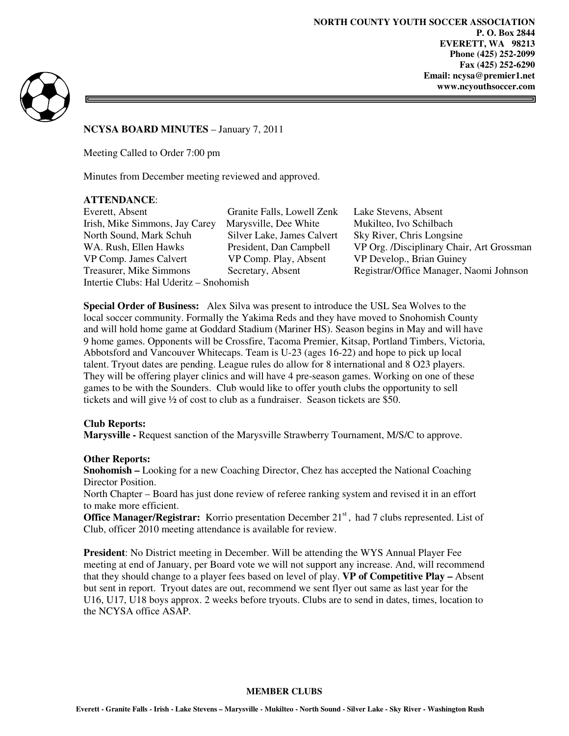**NORTH COUNTY YOUTH SOCCER ASSOCIATION**
**P. O. Box 2844**
**EVERETT, WA 98213**
**Phone (425) 252-2099**
**Fax (425) 252-6290**
**Email: ncysa@premier1.net**
**www.ncyouthsoccer.com**

**NCYSA BOARD MINUTES** – January 7, 2011

Meeting Called to Order 7:00 pm

Minutes from December meeting reviewed and approved.

**ATTENDANCE**:

| | | |
|---|---|---|
| Everett, Absent | Granite Falls, Lowell Zenk | Lake Stevens, Absent |
| Irish, Mike Simmons, Jay Carey | Marysville, Dee White | Mukilteo, Ivo Schilbach |
| North Sound, Mark Schuh | Silver Lake, James Calvert | Sky River, Chris Longsine |
| WA. Rush, Ellen Hawks | President, Dan Campbell | VP Org. /Disciplinary Chair, Art Grossman |
| VP Comp. James Calvert | VP Comp. Play, Absent | VP Develop., Brian Guiney |
| Treasurer, Mike Simmons | Secretary, Absent | Registrar/Office Manager, Naomi Johnson |

Intertie Clubs: Hal Uderitz – Snohomish

**Special Order of Business:** Alex Silva was present to introduce the USL Sea Wolves to the local soccer community. Formally the Yakima Reds and they have moved to Snohomish County and will hold home game at Goddard Stadium (Mariner HS). Season begins in May and will have 9 home games. Opponents will be Crossfire, Tacoma Premier, Kitsap, Portland Timbers, Victoria, Abbotsford and Vancouver Whitecaps. Team is U-23 (ages 16-22) and hope to pick up local talent. Tryout dates are pending. League rules do allow for 8 international and 8 O23 players. They will be offering player clinics and will have 4 pre-season games. Working on one of these games to be with the Sounders. Club would like to offer youth clubs the opportunity to sell tickets and will give ½ of cost to club as a fundraiser. Season tickets are $50.

**Club Reports:**
**Marysville -** Request sanction of the Marysville Strawberry Tournament, M/S/C to approve.

**Other Reports:**
**Snohomish –** Looking for a new Coaching Director, Chez has accepted the National Coaching Director Position.
North Chapter – Board has just done review of referee ranking system and revised it in an effort to make more efficient.
**Office Manager/Registrar:** Korrio presentation December 21st, had 7 clubs represented. List of Club, officer 2010 meeting attendance is available for review.

**President**: No District meeting in December. Will be attending the WYS Annual Player Fee meeting at end of January, per Board vote we will not support any increase. And, will recommend that they should change to a player fees based on level of play. **VP of Competitive Play –** Absent but sent in report. Tryout dates are out, recommend we sent flyer out same as last year for the U16, U17, U18 boys approx. 2 weeks before tryouts. Clubs are to send in dates, times, location to the NCYSA office ASAP.

**MEMBER CLUBS**

**Everett - Granite Falls - Irish - Lake Stevens – Marysville - Mukilteo - North Sound - Silver Lake - Sky River - Washington Rush**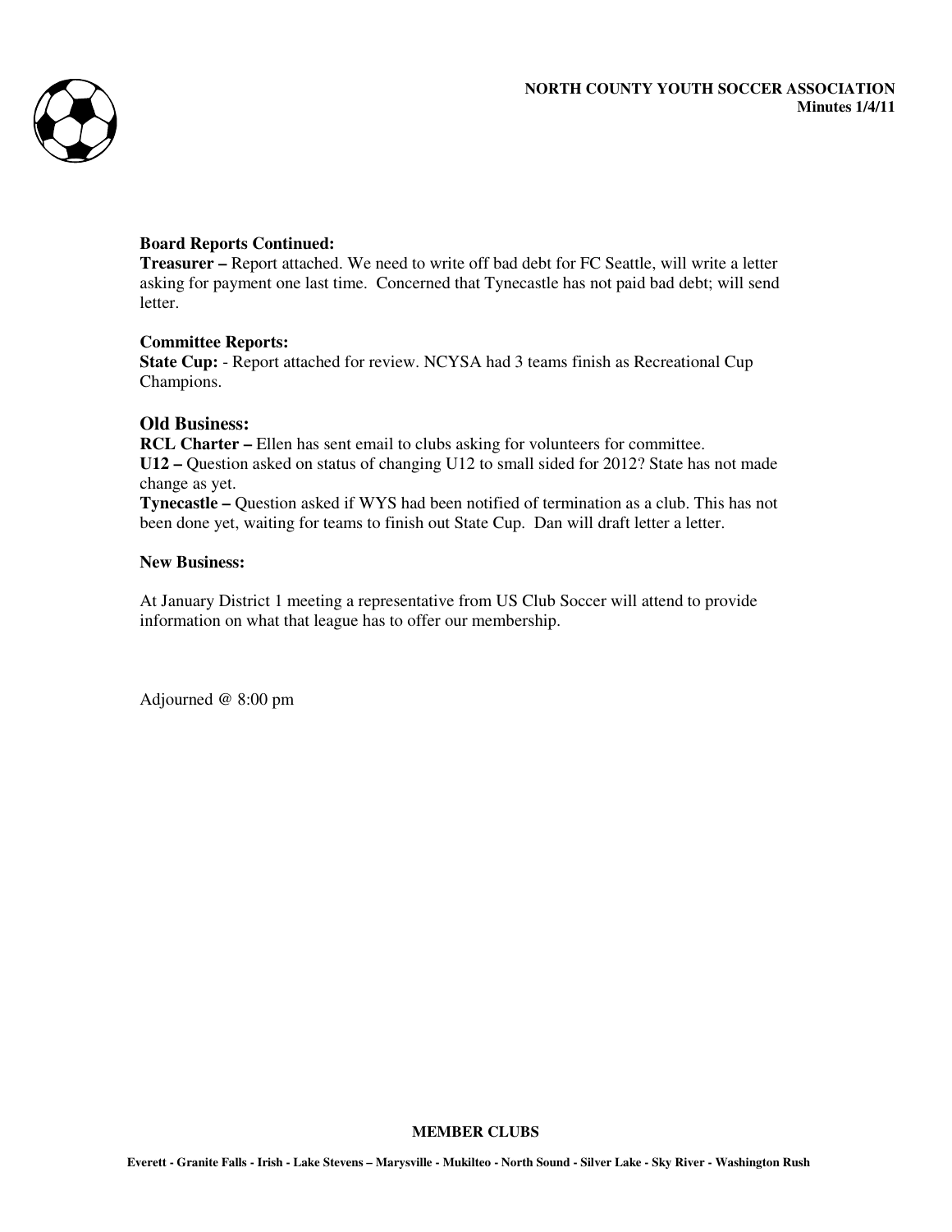**Board Reports Continued:**
**Treasurer –** Report attached. We need to write off bad debt for FC Seattle, will write a letter asking for payment one last time. Concerned that Tynecastle has not paid bad debt; will send letter.

**Committee Reports:**
**State Cup:** - Report attached for review. NCYSA had 3 teams finish as Recreational Cup Champions.

## Old Business:

**RCL Charter –** Ellen has sent email to clubs asking for volunteers for committee.
**U12 –** Question asked on status of changing U12 to small sided for 2012? State has not made change as yet.
**Tynecastle –** Question asked if WYS had been notified of termination as a club. This has not been done yet, waiting for teams to finish out State Cup. Dan will draft letter a letter.

**New Business:**

At January District 1 meeting a representative from US Club Soccer will attend to provide information on what that league has to offer our membership.

Adjourned @ 8:00 pm

**MEMBER CLUBS**

**Everett - Granite Falls - Irish - Lake Stevens – Marysville - Mukilteo - North Sound - Silver Lake - Sky River - Washington Rush**